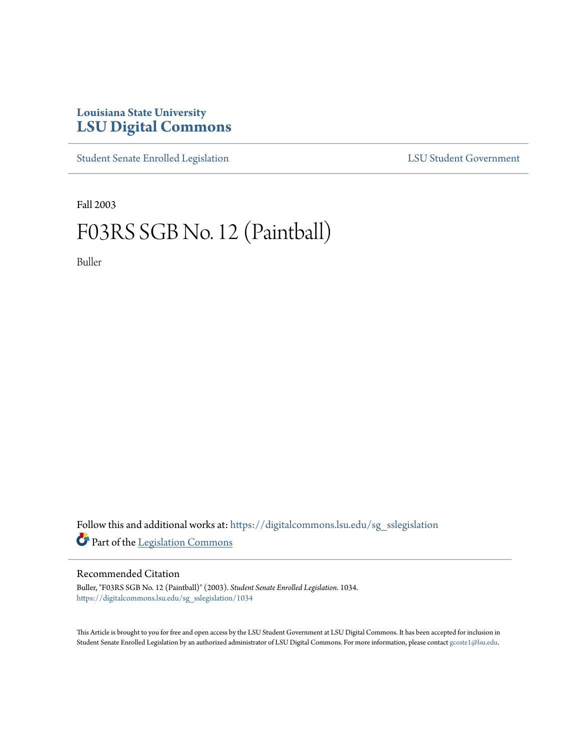Louisiana State University
# LSU Digital Commons

Student Senate Enrolled Legislation | LSU Student Government

Fall 2003

# F03RS SGB No. 12 (Paintball)

Buller

Follow this and additional works at: https://digitalcommons.lsu.edu/sg_sslegislation

Part of the Legislation Commons

## Recommended Citation

Buller, "F03RS SGB No. 12 (Paintball)" (2003). *Student Senate Enrolled Legislation*. 1034.
https://digitalcommons.lsu.edu/sg_sslegislation/1034

This Article is brought to you for free and open access by the LSU Student Government at LSU Digital Commons. It has been accepted for inclusion in Student Senate Enrolled Legislation by an authorized administrator of LSU Digital Commons. For more information, please contact gcoste1@lsu.edu.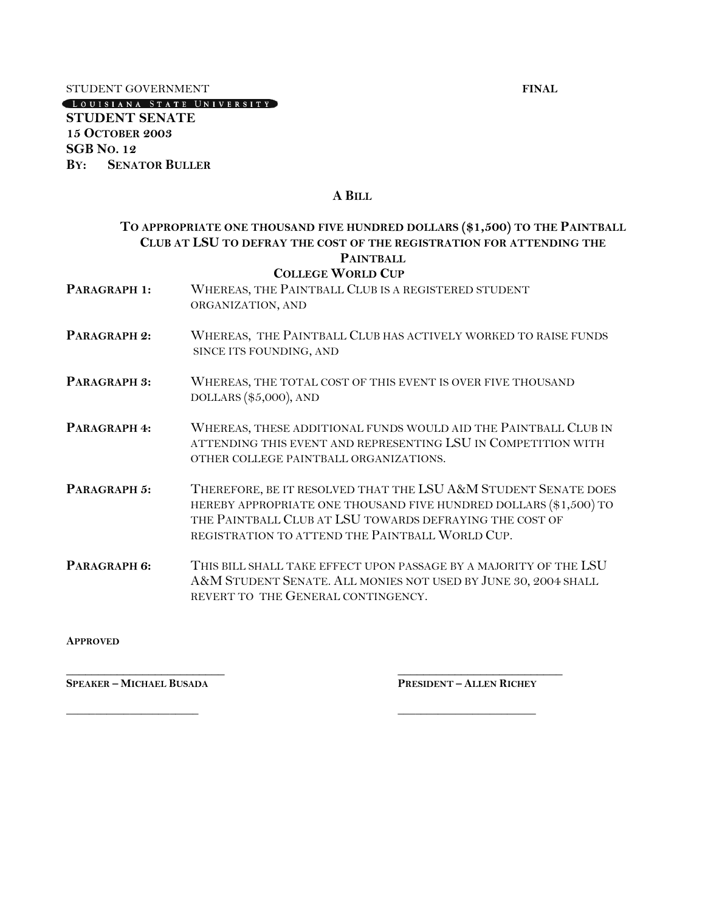STUDENT GOVERNMENT **FINAL**

LOUISIANA STATE UNIVERSITY

**STUDENT SENATE**
**15 OCTOBER 2003**
**SGB NO. 12**
**BY: SENATOR BULLER**

## A BILL

### TO APPROPRIATE ONE THOUSAND FIVE HUNDRED DOLLARS ($1,500) TO THE PAINTBALL CLUB AT LSU TO DEFRAY THE COST OF THE REGISTRATION FOR ATTENDING THE PAINTBALL COLLEGE WORLD CUP

**PARAGRAPH 1:** WHEREAS, THE PAINTBALL CLUB IS A REGISTERED STUDENT ORGANIZATION, AND

**PARAGRAPH 2:** WHEREAS, THE PAINTBALL CLUB HAS ACTIVELY WORKED TO RAISE FUNDS SINCE ITS FOUNDING, AND

**PARAGRAPH 3:** WHEREAS, THE TOTAL COST OF THIS EVENT IS OVER FIVE THOUSAND DOLLARS ($5,000), AND

**PARAGRAPH 4:** WHEREAS, THESE ADDITIONAL FUNDS WOULD AID THE PAINTBALL CLUB IN ATTENDING THIS EVENT AND REPRESENTING LSU IN COMPETITION WITH OTHER COLLEGE PAINTBALL ORGANIZATIONS.

**PARAGRAPH 5:** THEREFORE, BE IT RESOLVED THAT THE LSU A&M STUDENT SENATE DOES HEREBY APPROPRIATE ONE THOUSAND FIVE HUNDRED DOLLARS ($1,500) TO THE PAINTBALL CLUB AT LSU TOWARDS DEFRAYING THE COST OF REGISTRATION TO ATTEND THE PAINTBALL WORLD CUP.

**PARAGRAPH 6:** THIS BILL SHALL TAKE EFFECT UPON PASSAGE BY A MAJORITY OF THE LSU A&M STUDENT SENATE. ALL MONIES NOT USED BY JUNE 30, 2004 SHALL REVERT TO THE GENERAL CONTINGENCY.

**APPROVED**

\_\_\_\_\_\_\_\_\_\_\_\_\_\_\_\_\_\_\_\_\_\_\_\_ \_\_\_\_\_\_\_\_\_\_\_\_\_\_\_\_\_\_\_\_\_\_\_\_

**SPEAKER – MICHAEL BUSADA** **PRESIDENT – ALLEN RICHEY**

\_\_\_\_\_\_\_\_\_\_\_\_\_\_\_\_\_\_\_\_\_\_\_\_ \_\_\_\_\_\_\_\_\_\_\_\_\_\_\_\_\_\_\_\_\_\_\_\_